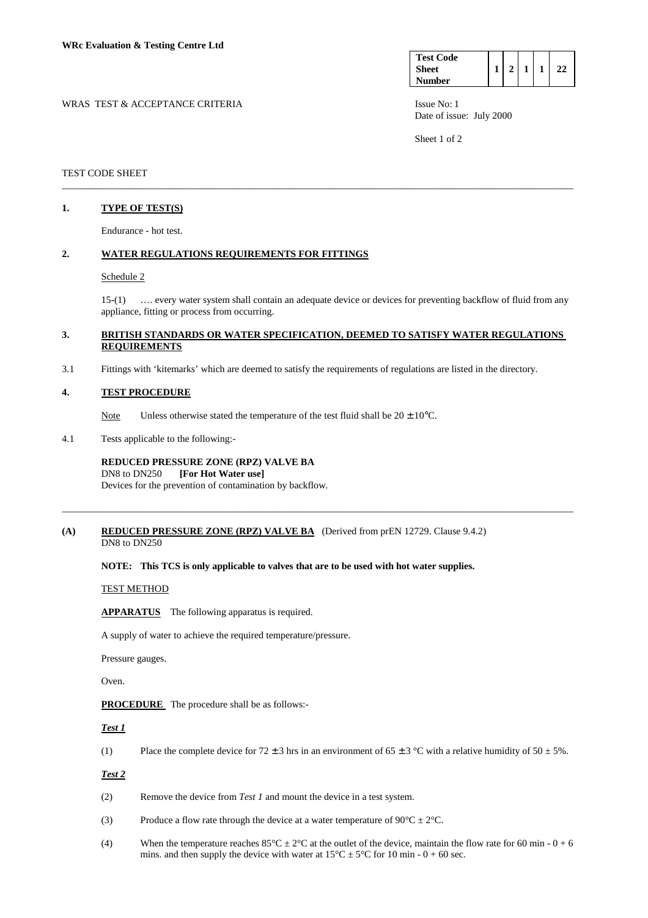**WRc Evaluation & Testing Centre Ltd**

| Test Code Sheet Number | 1 | 2 | 1 | 1 | 22 |
|---|---|---|---|---|---|

WRAS TEST & ACCEPTANCE CRITERIA

Issue No: 1
Date of issue: July 2000

TEST CODE SHEET

---

## 1. TYPE OF TEST(S)

Endurance - hot test.

## 2. WATER REGULATIONS REQUIREMENTS FOR FITTINGS

Schedule 2

15-(1) …. every water system shall contain an adequate device or devices for preventing backflow of fluid from any appliance, fitting or process from occurring.

## 3. BRITISH STANDARDS OR WATER SPECIFICATION, DEEMED TO SATISFY WATER REGULATIONS REQUIREMENTS

3.1 Fittings with 'kitemarks' which are deemed to satisfy the requirements of regulations are listed in the directory.

## 4. TEST PROCEDURE

Note Unless otherwise stated the temperature of the test fluid shall be 20 ± 10°C.

4.1 Tests applicable to the following:-

**REDUCED PRESSURE ZONE (RPZ) VALVE BA**
DN8 to DN250 **[For Hot Water use]**
Devices for the prevention of contamination by backflow.

---

## (A) REDUCED PRESSURE ZONE (RPZ) VALVE BA (Derived from prEN 12729. Clause 9.4.2)

DN8 to DN250

**NOTE: This TCS is only applicable to valves that are to be used with hot water supplies.**

TEST METHOD

**APPARATUS** The following apparatus is required.

A supply of water to achieve the required temperature/pressure.

Pressure gauges.

Oven.

**PROCEDURE** The procedure shall be as follows:-

***Test 1***

(1) Place the complete device for 72 ± 3 hrs in an environment of 65 ± 3 °C with a relative humidity of 50 ± 5%.

***Test 2***

(2) Remove the device from *Test 1* and mount the device in a test system.

(3) Produce a flow rate through the device at a water temperature of 90°C ± 2°C.

(4) When the temperature reaches 85°C ± 2°C at the outlet of the device, maintain the flow rate for 60 min - 0 + 6 mins. and then supply the device with water at 15°C ± 5°C for 10 min - 0 + 60 sec.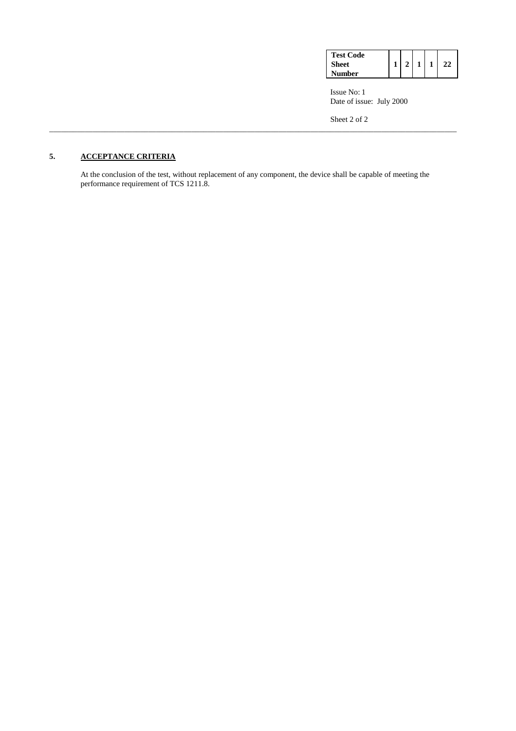## 5. ACCEPTANCE CRITERIA

At the conclusion of the test, without replacement of any component, the device shall be capable of meeting the performance requirement of TCS 1211.8.